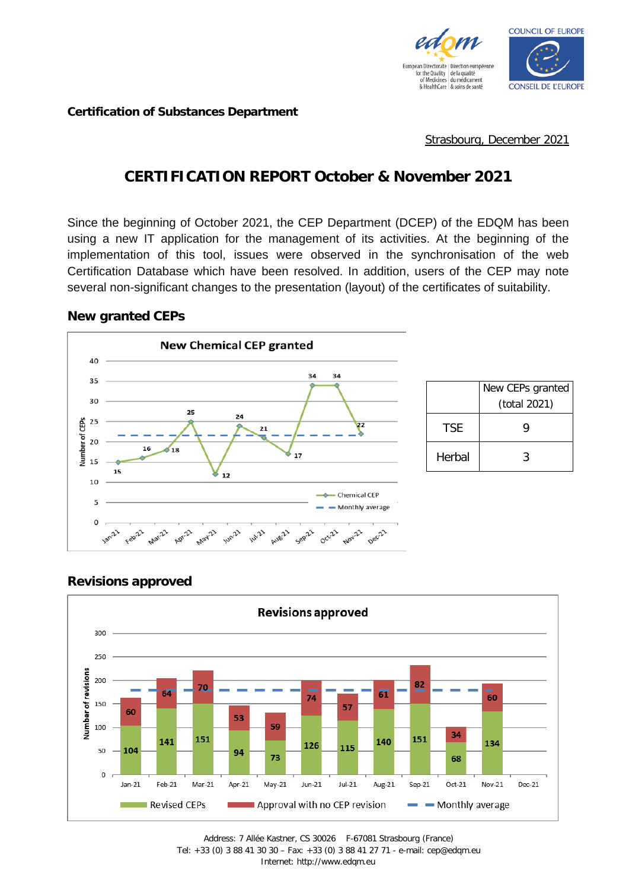**Certification of Substances Department**

Strasbourg, December 2021

# CERTIFICATION REPORT October & November 2021

Since the beginning of October 2021, the CEP Department (DCEP) of the EDQM has been using a new IT application for the management of its activities. At the beginning of the implementation of this tool, issues were observed in the synchronisation of the web Certification Database which have been resolved. In addition, users of the CEP may note several non-significant changes to the presentation (layout) of the certificates of suitability.

## New granted CEPs

**New Chemical CEP granted**

| Month | Chemical CEP |
|---|---|
| Jan-21 | 15 |
| Feb-21 | 16 |
| Mar-21 | 18 |
| Apr-21 | 25 |
| May-21 | 12 |
| Jun-21 | 24 |
| Jul-21 | 21 |
| Aug-21 | 17 |
| Sep-21 | 34 |
| Oct-21 | 34 |
| Nov-21 | 22 |
| Dec-21 | |

|  | New CEPs granted (total 2021) |
|---|---|
| TSE | 9 |
| Herbal | 3 |

## Revisions approved

**Revisions approved**

| Month | Revised CEPs | Approval with no CEP revision |
|---|---|---|
| Jan-21 | 104 | 60 |
| Feb-21 | 141 | 64 |
| Mar-21 | 151 | 70 |
| Apr-21 | 94 | 53 |
| May-21 | 73 | 59 |
| Jun-21 | 126 | 74 |
| Jul-21 | 115 | 57 |
| Aug-21 | 140 | 61 |
| Sep-21 | 151 | 82 |
| Oct-21 | 68 | 34 |
| Nov-21 | 134 | 60 |
| Dec-21 | | |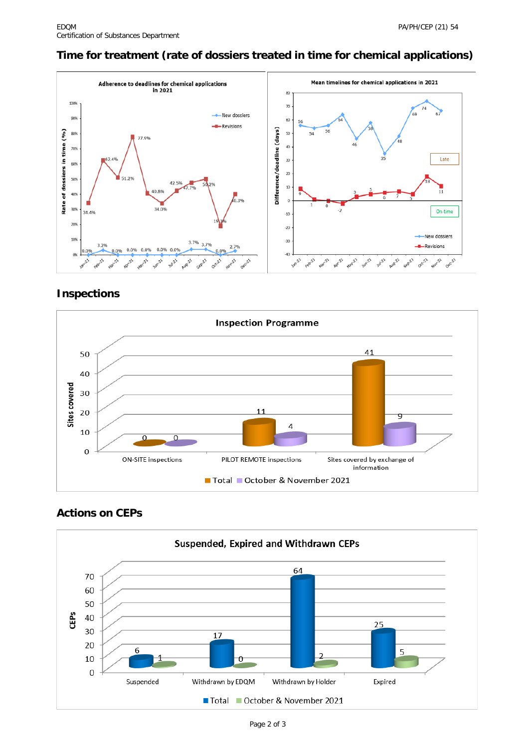## Time for treatment (rate of dossiers treated in time for chemical applications)

**Adherence to deadlines for chemical applications in 2021**

Rate of dossiers in time (%)

| Month | New dossiers | Revisions |
|---|---|---|
| Jan-21 | 0.0% | 34.4% |
| Feb-21 | 3.2% | 62.4% |
| Mar-21 | 0.0% | 51.2% |
| Apr-21 | 0.0% | 77.9% |
| May-21 | 0.0% | 40.8% |
| Jun-21 | 0.0% | 34.0% |
| Jul-21 | 0.0% | 42.5% |
| Aug-21 | 3.7% | 47.7% |
| Sep-21 | 3.7% | 50.2% |
| Oct-21 | 0.0% | 19.3% |
| Nov-21 | 2.7% | 40.3% |
| Dec-21 | | |

**Mean timelines for chemical applications in 2021**

Difference/deadline (days) — Late / On-time

| Month | New dossiers | Revisions |
|---|---|---|
| Jan-21 | 56 | 9 |
| Feb-21 | 54 | 1 |
| Mar-21 | 56 | 0 |
| Apr-21 | 64 | -2 |
| May-21 | 46 | 3 |
| Jun-21 | 58 | 5 |
| Jul-21 | 35 | 6 |
| Aug-21 | 48 | 7 |
| Sep-21 | 69 | 5 |
| Oct-21 | 74 | 18 |
| Nov-21 | 67 | 11 |
| Dec-21 | | |

## Inspections

**Inspection Programme**

Sites covered

| | Total | October & November 2021 |
|---|---|---|
| ON-SITE inspections | 0 | 0 |
| PILOT REMOTE inspections | 11 | 4 |
| Sites covered by exchange of information | 41 | 9 |

## Actions on CEPs

**Suspended, Expired and Withdrawn CEPs**

CEPs

| | Total | October & November 2021 |
|---|---|---|
| Suspended | 6 | 1 |
| Withdrawn by EDQM | 17 | 0 |
| Withdrawn by Holder | 64 | 2 |
| Expired | 25 | 5 |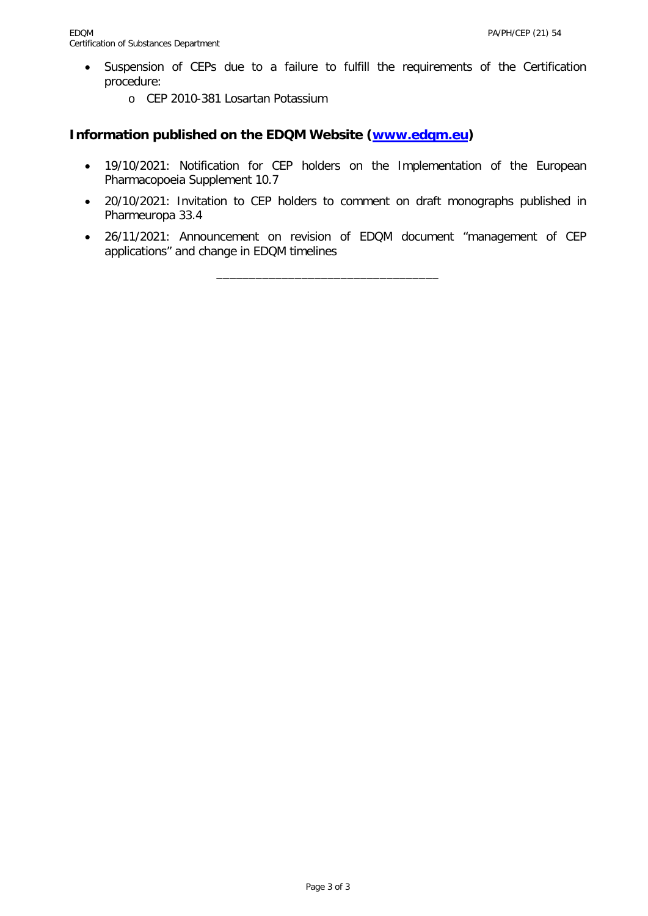- Suspension of CEPs due to a failure to fulfill the requirements of the Certification procedure:
  - CEP 2010-381 Losartan Potassium

## Information published on the EDQM Website ([www.edqm.eu](www.edqm.eu))

- 19/10/2021: Notification for CEP holders on the Implementation of the European Pharmacopoeia Supplement 10.7
- 20/10/2021: Invitation to CEP holders to comment on draft monographs published in Pharmeuropa 33.4
- 26/11/2021: Announcement on revision of EDQM document "management of CEP applications" and change in EDQM timelines

---